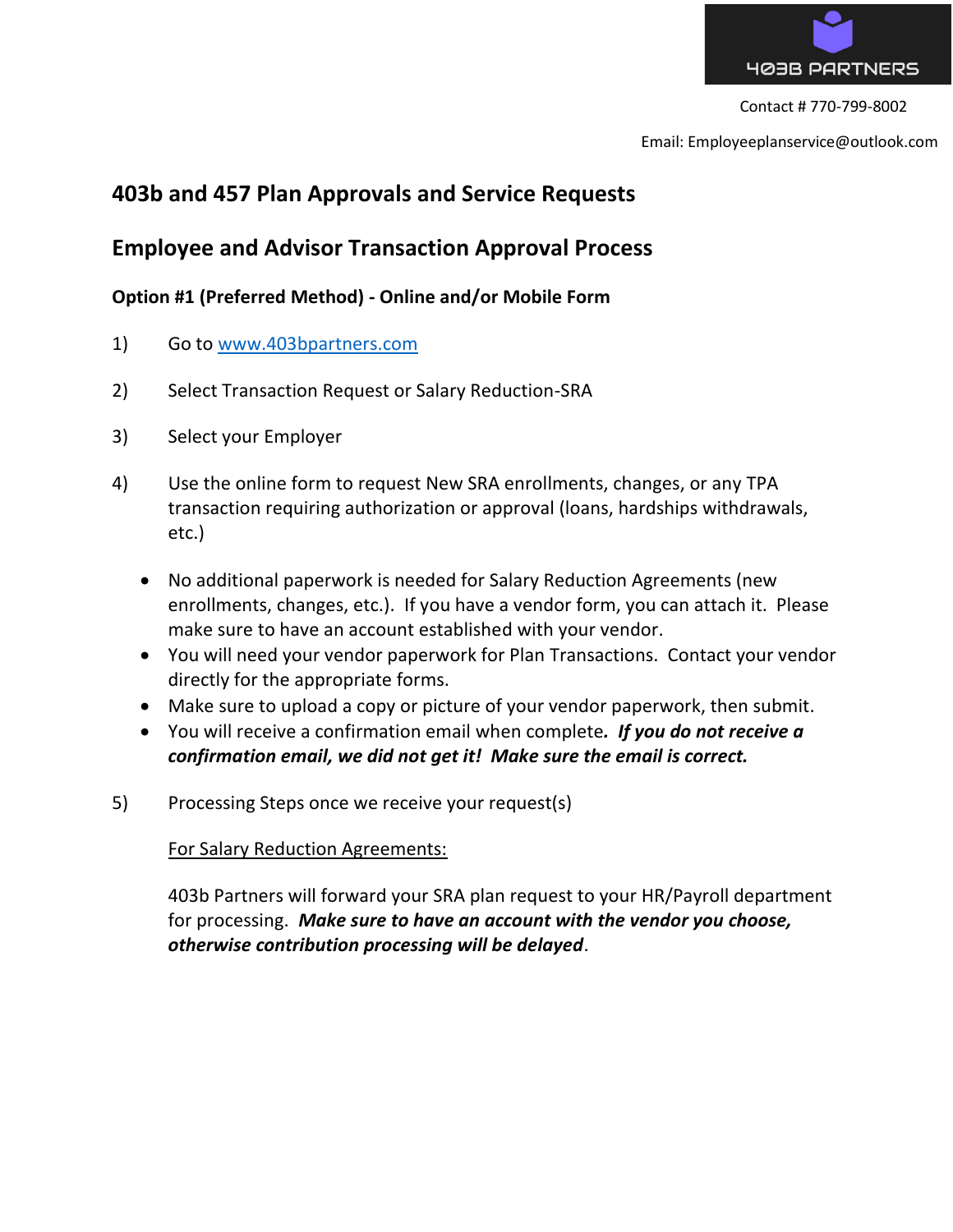403B PARTNERS

Contact # 770-799-8002

Email: Employeeplanservice@outlook.com

## 403b and 457 Plan Approvals and Service Requests

## Employee and Advisor Transaction Approval Process

### Option #1 (Preferred Method) - Online and/or Mobile Form

1) Go to [www.403bpartners.com](http://www.403bpartners.com)

2) Select Transaction Request or Salary Reduction-SRA

3) Select your Employer

4) Use the online form to request New SRA enrollments, changes, or any TPA transaction requiring authorization or approval (loans, hardships withdrawals, etc.)

   - No additional paperwork is needed for Salary Reduction Agreements (new enrollments, changes, etc.). If you have a vendor form, you can attach it. Please make sure to have an account established with your vendor.
   - You will need your vendor paperwork for Plan Transactions. Contact your vendor directly for the appropriate forms.
   - Make sure to upload a copy or picture of your vendor paperwork, then submit.
   - You will receive a confirmation email when complete*. **If you do not receive a confirmation email, we did not get it! Make sure the email is correct.***

5) Processing Steps once we receive your request(s)

   <u>For Salary Reduction Agreements:</u>

   403b Partners will forward your SRA plan request to your HR/Payroll department for processing. ***Make sure to have an account with the vendor you choose, otherwise contribution processing will be delayed***.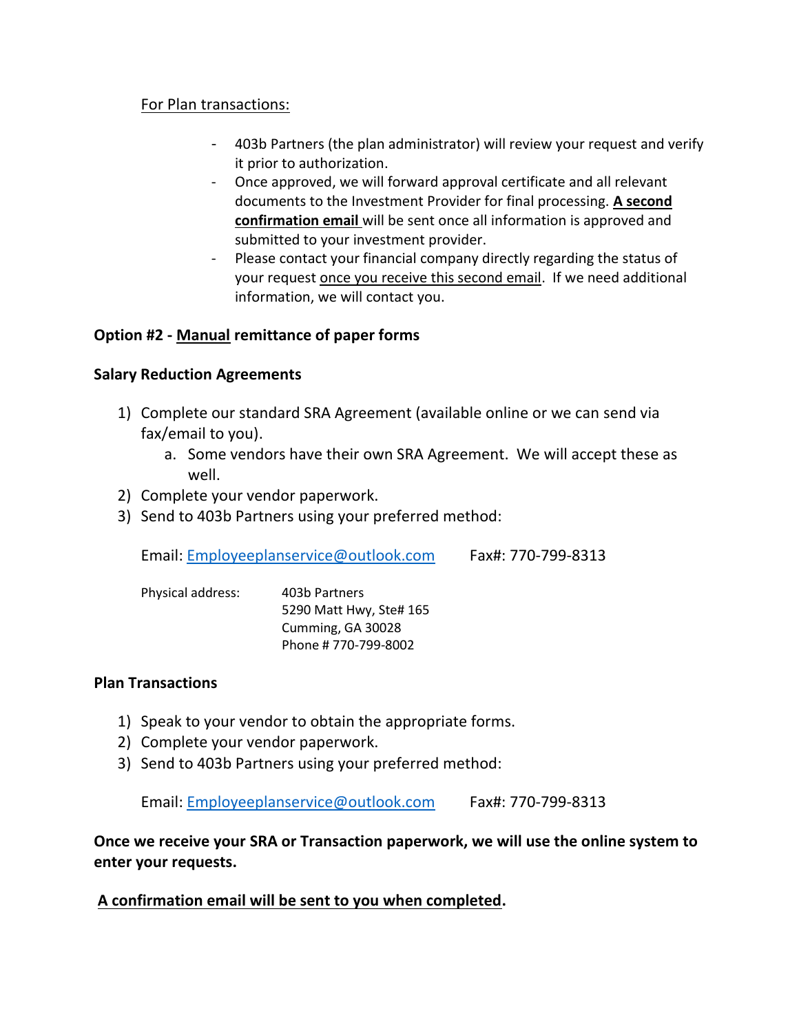For Plan transactions:

- 403b Partners (the plan administrator) will review your request and verify it prior to authorization.
- Once approved, we will forward approval certificate and all relevant documents to the Investment Provider for final processing. **A second confirmation email** will be sent once all information is approved and submitted to your investment provider.
- Please contact your financial company directly regarding the status of your request once you receive this second email. If we need additional information, we will contact you.

**Option #2 - Manual remittance of paper forms**

**Salary Reduction Agreements**

1) Complete our standard SRA Agreement (available online or we can send via fax/email to you).
   a. Some vendors have their own SRA Agreement. We will accept these as well.
2) Complete your vendor paperwork.
3) Send to 403b Partners using your preferred method:

   Email: Employeeplanservice@outlook.com    Fax#: 770-799-8313

   Physical address:
   403b Partners
   5290 Matt Hwy, Ste# 165
   Cumming, GA 30028
   Phone # 770-799-8002

**Plan Transactions**

1) Speak to your vendor to obtain the appropriate forms.
2) Complete your vendor paperwork.
3) Send to 403b Partners using your preferred method:

   Email: Employeeplanservice@outlook.com    Fax#: 770-799-8313

**Once we receive your SRA or Transaction paperwork, we will use the online system to enter your requests.**

**A confirmation email will be sent to you when completed.**